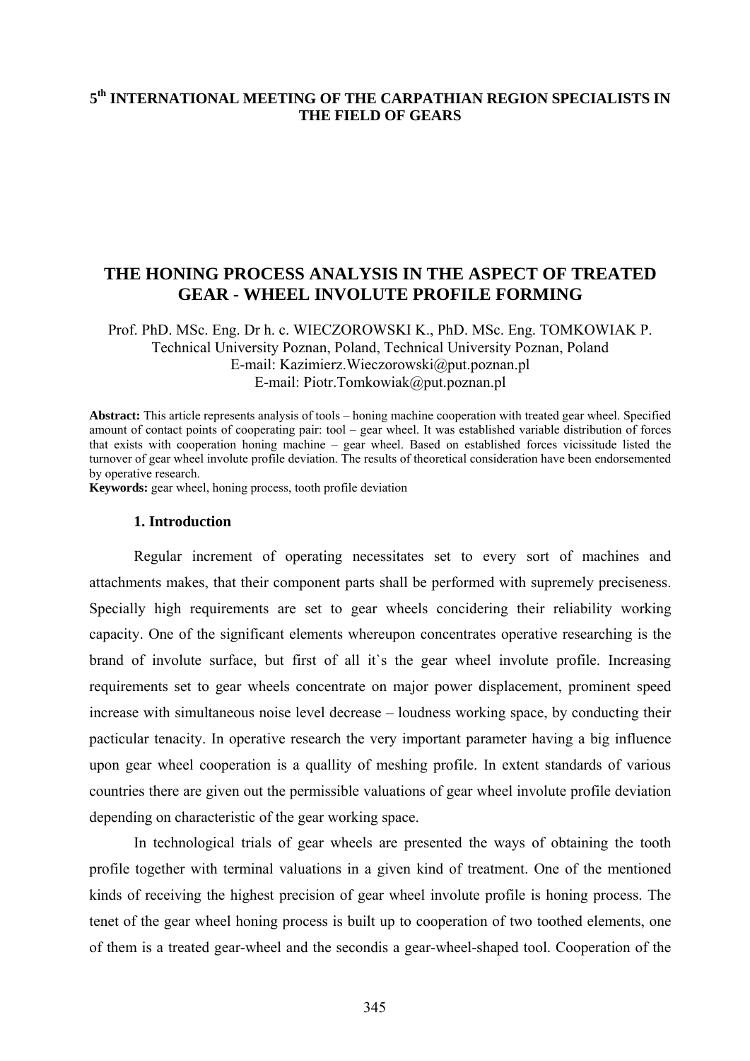**5th INTERNATIONAL MEETING OF THE CARPATHIAN REGION SPECIALISTS IN THE FIELD OF GEARS**

# THE HONING PROCESS ANALYSIS IN THE ASPECT OF TREATED GEAR - WHEEL INVOLUTE PROFILE FORMING

Prof. PhD. MSc. Eng. Dr h. c. WIECZOROWSKI K., PhD. MSc. Eng. TOMKOWIAK P.
Technical University Poznan, Poland, Technical University Poznan, Poland
E-mail: Kazimierz.Wieczorowski@put.poznan.pl
E-mail: Piotr.Tomkowiak@put.poznan.pl

**Abstract:** This article represents analysis of tools – honing machine cooperation with treated gear wheel. Specified amount of contact points of cooperating pair: tool – gear wheel. It was established variable distribution of forces that exists with cooperation honing machine – gear wheel. Based on established forces vicissitude listed the turnover of gear wheel involute profile deviation. The results of theoretical consideration have been endorsemented by operative research.
**Keywords:** gear wheel, honing process, tooth profile deviation

## 1. Introduction

Regular increment of operating necessitates set to every sort of machines and attachments makes, that their component parts shall be performed with supremely preciseness. Specially high requirements are set to gear wheels concidering their reliability working capacity. One of the significant elements whereupon concentrates operative researching is the brand of involute surface, but first of all it`s the gear wheel involute profile. Increasing requirements set to gear wheels concentrate on major power displacement, prominent speed increase with simultaneous noise level decrease – loudness working space, by conducting their pacticular tenacity. In operative research the very important parameter having a big influence upon gear wheel cooperation is a quallity of meshing profile. In extent standards of various countries there are given out the permissible valuations of gear wheel involute profile deviation depending on characteristic of the gear working space.

In technological trials of gear wheels are presented the ways of obtaining the tooth profile together with terminal valuations in a given kind of treatment. One of the mentioned kinds of receiving the highest precision of gear wheel involute profile is honing process. The tenet of the gear wheel honing process is built up to cooperation of two toothed elements, one of them is a treated gear-wheel and the secondis a gear-wheel-shaped tool. Cooperation of the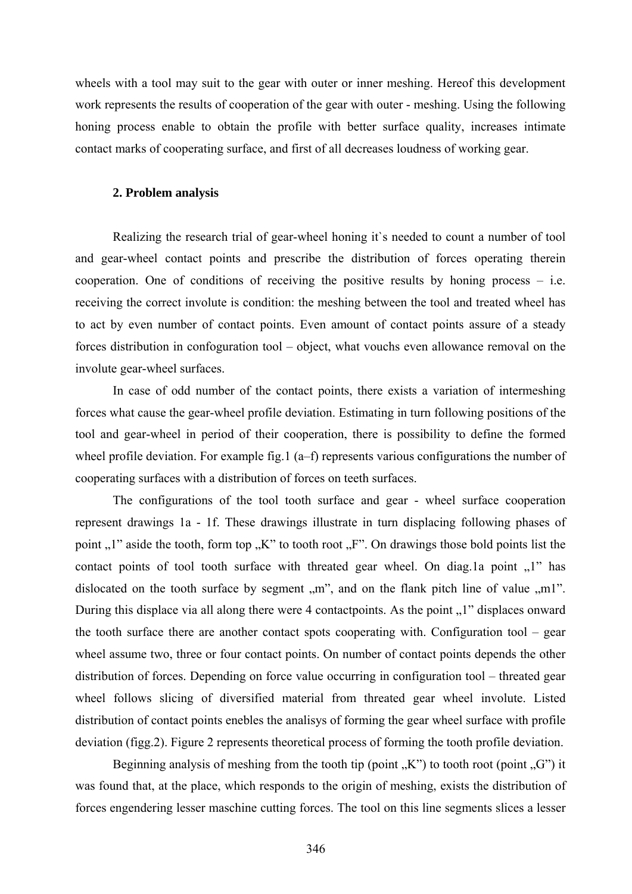wheels with a tool may suit to the gear with outer or inner meshing. Hereof this development work represents the results of cooperation of the gear with outer - meshing. Using the following honing process enable to obtain the profile with better surface quality, increases intimate contact marks of cooperating surface, and first of all decreases loudness of working gear.

## 2. Problem analysis

Realizing the research trial of gear-wheel honing it`s needed to count a number of tool and gear-wheel contact points and prescribe the distribution of forces operating therein cooperation. One of conditions of receiving the positive results by honing process – i.e. receiving the correct involute is condition: the meshing between the tool and treated wheel has to act by even number of contact points. Even amount of contact points assure of a steady forces distribution in confoguration tool – object, what vouchs even allowance removal on the involute gear-wheel surfaces.

In case of odd number of the contact points, there exists a variation of intermeshing forces what cause the gear-wheel profile deviation. Estimating in turn following positions of the tool and gear-wheel in period of their cooperation, there is possibility to define the formed wheel profile deviation. For example fig.1 (a–f) represents various configurations the number of cooperating surfaces with a distribution of forces on teeth surfaces.

The configurations of the tool tooth surface and gear - wheel surface cooperation represent drawings 1a - 1f. These drawings illustrate in turn displacing following phases of point „1" aside the tooth, form top „K" to tooth root „F". On drawings those bold points list the contact points of tool tooth surface with threated gear wheel. On diag.1a point „1" has dislocated on the tooth surface by segment „m", and on the flank pitch line of value „m1". During this displace via all along there were 4 contactpoints. As the point „1" displaces onward the tooth surface there are another contact spots cooperating with. Configuration tool – gear wheel assume two, three or four contact points. On number of contact points depends the other distribution of forces. Depending on force value occurring in configuration tool – threated gear wheel follows slicing of diversified material from threated gear wheel involute. Listed distribution of contact points enebles the analisys of forming the gear wheel surface with profile deviation (figg.2). Figure 2 represents theoretical process of forming the tooth profile deviation.

Beginning analysis of meshing from the tooth tip (point „K") to tooth root (point „G") it was found that, at the place, which responds to the origin of meshing, exists the distribution of forces engendering lesser maschine cutting forces. The tool on this line segments slices a lesser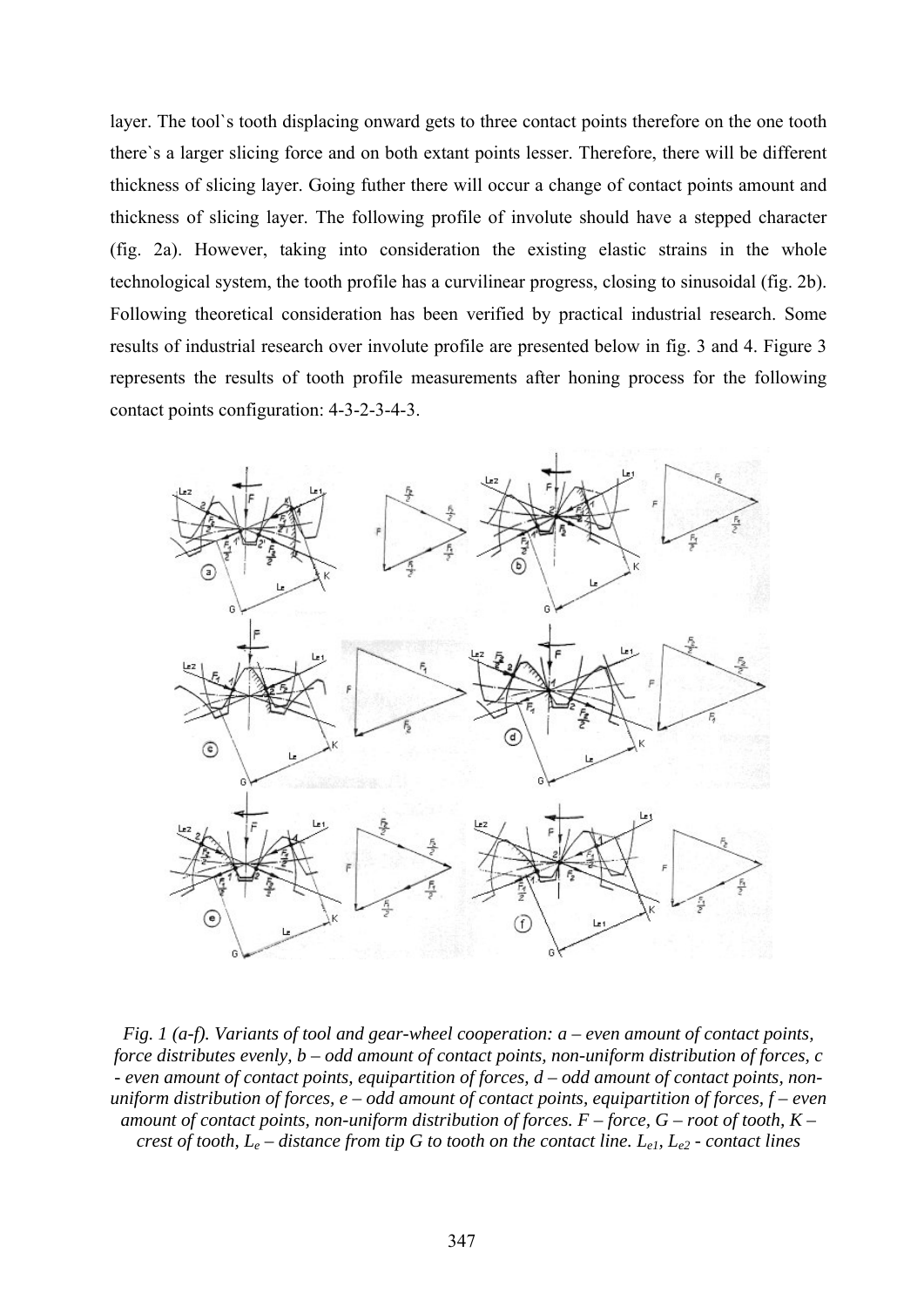layer. The tool`s tooth displacing onward gets to three contact points therefore on the one tooth there`s a larger slicing force and on both extant points lesser. Therefore, there will be different thickness of slicing layer. Going futher there will occur a change of contact points amount and thickness of slicing layer. The following profile of involute should have a stepped character (fig. 2a). However, taking into consideration the existing elastic strains in the whole technological system, the tooth profile has a curvilinear progress, closing to sinusoidal (fig. 2b). Following theoretical consideration has been verified by practical industrial research. Some results of industrial research over involute profile are presented below in fig. 3 and 4. Figure 3 represents the results of tooth profile measurements after honing process for the following contact points configuration: 4-3-2-3-4-3.

*Fig. 1 (a-f). Variants of tool and gear-wheel cooperation: a – even amount of contact points, force distributes evenly, b – odd amount of contact points, non-uniform distribution of forces, c - even amount of contact points, equipartition of forces, d – odd amount of contact points, non-uniform distribution of forces, e – odd amount of contact points, equipartition of forces, f – even amount of contact points, non-uniform distribution of forces. F – force, G – root of tooth, K – crest of tooth, $L_e$ – distance from tip G to tooth on the contact line. $L_{e1}$, $L_{e2}$ - contact lines*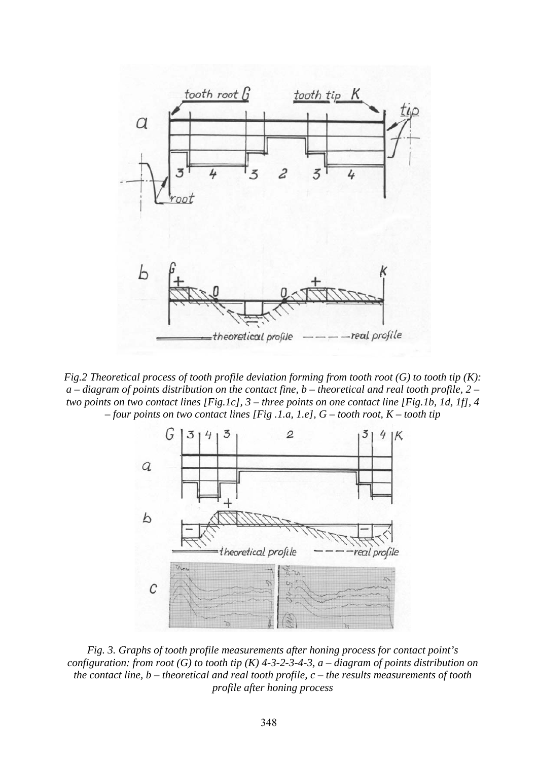*Fig.2 Theoretical process of tooth profile deviation forming from tooth root (G) to tooth tip (K): a – diagram of points distribution on the contact fine, b – theoretical and real tooth profile, 2 – two points on two contact lines [Fig.1c], 3 – three points on one contact line [Fig.1b, 1d, 1f], 4 – four points on two contact lines [Fig .1.a, 1.e], G – tooth root, K – tooth tip*

*Fig. 3. Graphs of tooth profile measurements after honing process for contact point's configuration: from root (G) to tooth tip (K) 4-3-2-3-4-3, a – diagram of points distribution on the contact line, b – theoretical and real tooth profile, c – the results measurements of tooth profile after honing process*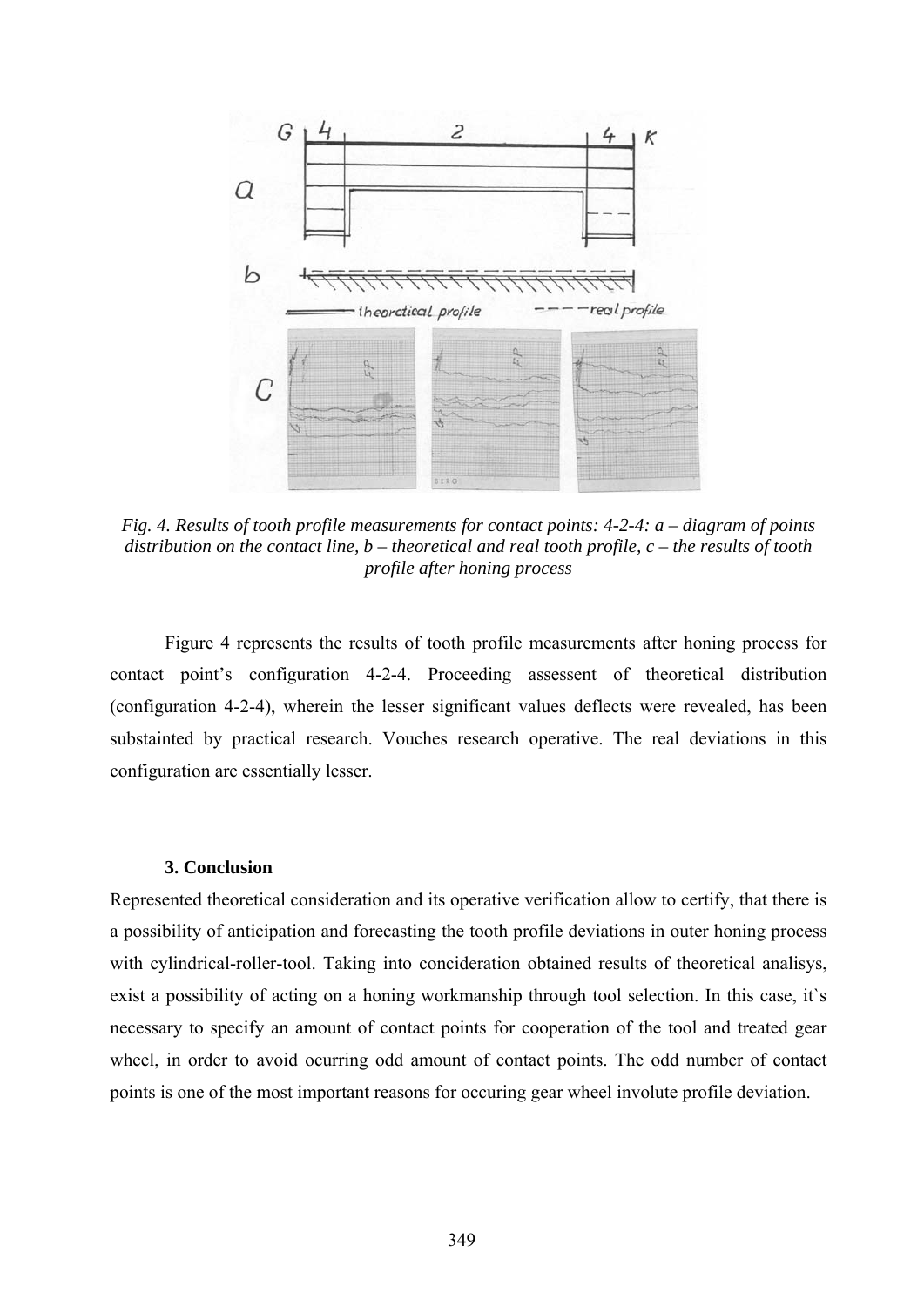*Fig. 4. Results of tooth profile measurements for contact points: 4-2-4: a – diagram of points distribution on the contact line, b – theoretical and real tooth profile, c – the results of tooth profile after honing process*

Figure 4 represents the results of tooth profile measurements after honing process for contact point's configuration 4-2-4. Proceeding assessent of theoretical distribution (configuration 4-2-4), wherein the lesser significant values deflects were revealed, has been substainted by practical research. Vouches research operative. The real deviations in this configuration are essentially lesser.

## 3. Conclusion

Represented theoretical consideration and its operative verification allow to certify, that there is a possibility of anticipation and forecasting the tooth profile deviations in outer honing process with cylindrical-roller-tool. Taking into concideration obtained results of theoretical analisys, exist a possibility of acting on a honing workmanship through tool selection. In this case, it`s necessary to specify an amount of contact points for cooperation of the tool and treated gear wheel, in order to avoid ocurring odd amount of contact points. The odd number of contact points is one of the most important reasons for occuring gear wheel involute profile deviation.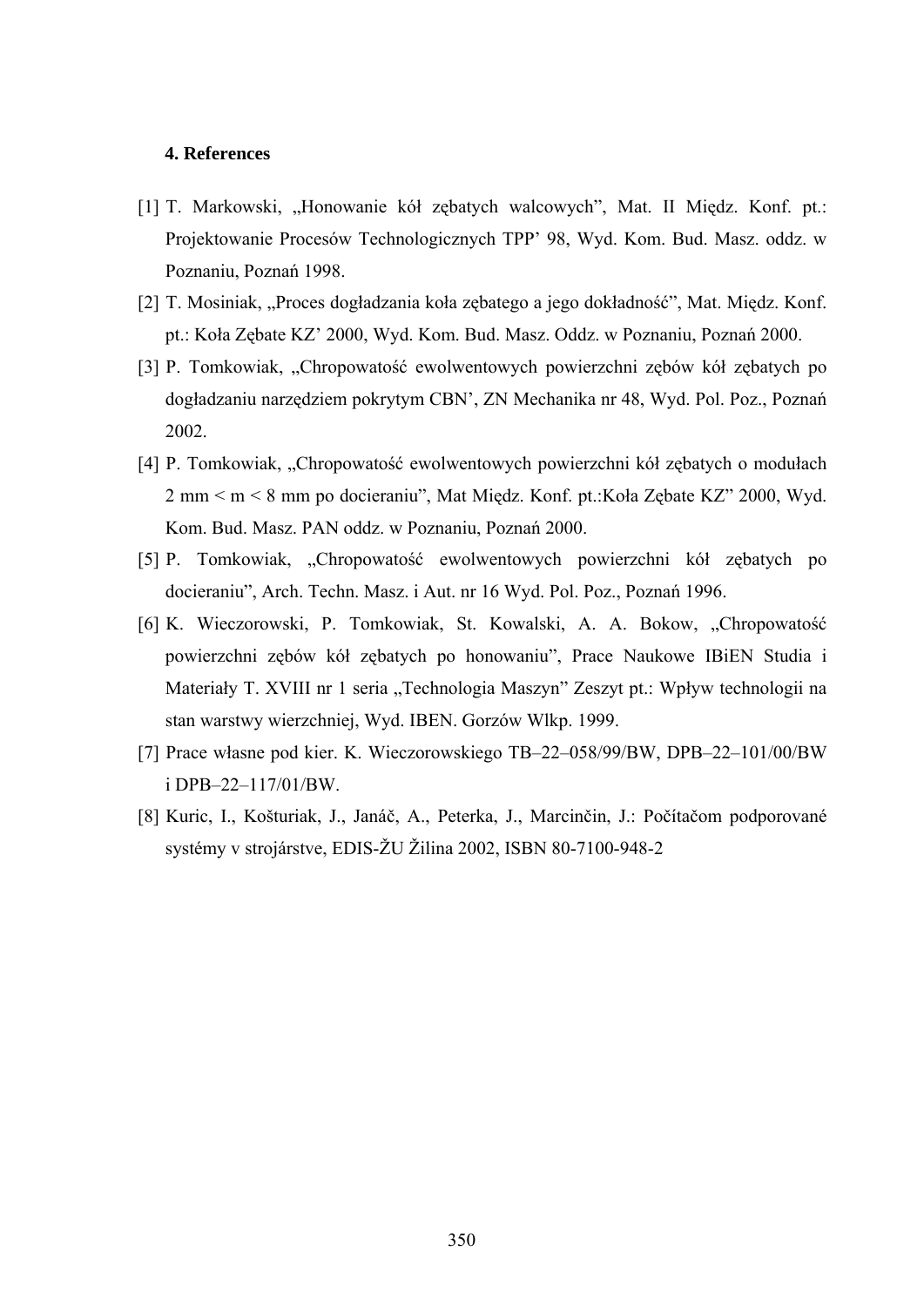## 4. References

[1] T. Markowski, „Honowanie kół zębatych walcowych", Mat. II Międz. Konf. pt.: Projektowanie Procesów Technologicznych TPP' 98, Wyd. Kom. Bud. Masz. oddz. w Poznaniu, Poznań 1998.

[2] T. Mosiniak, „Proces dogładzania koła zębatego a jego dokładność", Mat. Międz. Konf. pt.: Koła Zębate KZ' 2000, Wyd. Kom. Bud. Masz. Oddz. w Poznaniu, Poznań 2000.

[3] P. Tomkowiak, „Chropowatość ewolwentowych powierzchni zębów kół zębatych po dogładzaniu narzędziem pokrytym CBN', ZN Mechanika nr 48, Wyd. Pol. Poz., Poznań 2002.

[4] P. Tomkowiak, „Chropowatość ewolwentowych powierzchni kół zębatych o modułach 2 mm < m < 8 mm po docieraniu", Mat Międz. Konf. pt.:Koła Zębate KZ" 2000, Wyd. Kom. Bud. Masz. PAN oddz. w Poznaniu, Poznań 2000.

[5] P. Tomkowiak, „Chropowatość ewolwentowych powierzchni kół zębatych po docieraniu", Arch. Techn. Masz. i Aut. nr 16 Wyd. Pol. Poz., Poznań 1996.

[6] K. Wieczorowski, P. Tomkowiak, St. Kowalski, A. A. Bokow, „Chropowatość powierzchni zębów kół zębatych po honowaniu", Prace Naukowe IBiEN Studia i Materiały T. XVIII nr 1 seria „Technologia Maszyn" Zeszyt pt.: Wpływ technologii na stan warstwy wierzchniej, Wyd. IBEN. Gorzów Wlkp. 1999.

[7] Prace własne pod kier. K. Wieczorowskiego TB–22–058/99/BW, DPB–22–101/00/BW i DPB–22–117/01/BW.

[8] Kuric, I., Košturiak, J., Janáč, A., Peterka, J., Marcinčin, J.: Počítačom podporované systémy v strojárstve, EDIS-ŽU Žilina 2002, ISBN 80-7100-948-2